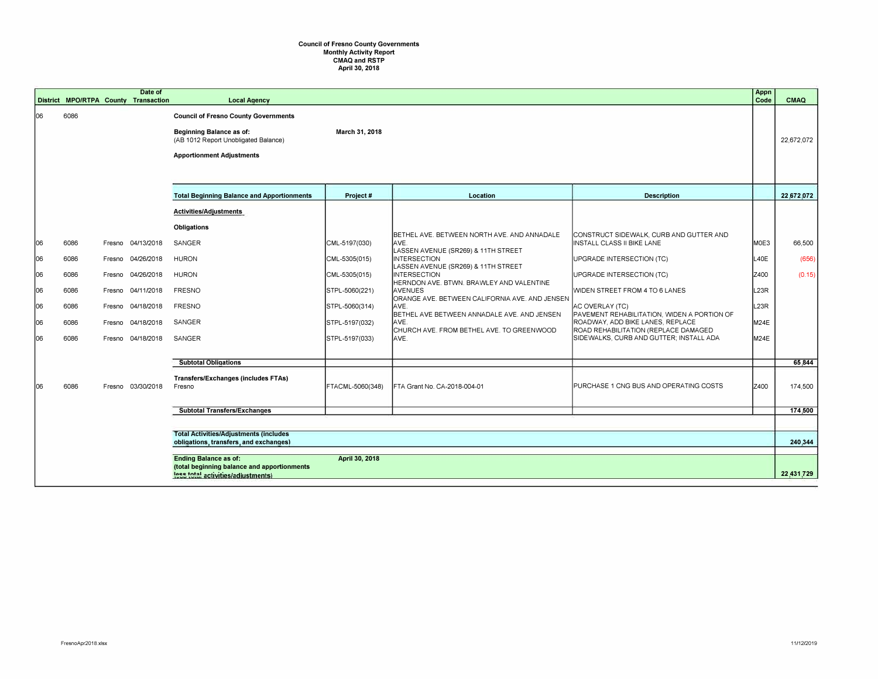**Council of Fresno County Governments**
**Monthly Activity Report**
**CMAQ and RSTP**
**April 30, 2018**

| District | MPO/RTPA | County | Date of Transaction | Local Agency | Project # | Location | Description | Appn Code | CMAQ |
|---|---|---|---|---|---|---|---|---|---|
| 06 | 6086 | | | **Council of Fresno County Governments** | | | | | |
| | | | | **Beginning Balance as of:** (AB 1012 Report Unobligated Balance) | **March 31, 2018** | | | | 22,672,072 |
| | | | | **Apportionment Adjustments** | | | | | |
| | | | | **Total Beginning Balance and Apportionments** | **Project #** | **Location** | **Description** | | **22,672,072** |
| | | | | **Activities/Adjustments** | | | | | |
| | | | | **Obligations** | | | | | |
| 06 | 6086 | Fresno | 04/13/2018 | SANGER | CML-5197(030) | BETHEL AVE. BETWEEN NORTH AVE. AND ANNADALE AVE. | CONSTRUCT SIDEWALK, CURB AND GUTTER AND INSTALL CLASS II BIKE LANE | M0E3 | 66,500 |
| 06 | 6086 | Fresno | 04/26/2018 | HURON | CML-5305(015) | LASSEN AVENUE (SR269) & 11TH STREET INTERSECTION | UPGRADE INTERSECTION (TC) | L40E | (656) |
| 06 | 6086 | Fresno | 04/26/2018 | HURON | CML-5305(015) | LASSEN AVENUE (SR269) & 11TH STREET INTERSECTION | UPGRADE INTERSECTION (TC) | Z400 | (0.15) |
| 06 | 6086 | Fresno | 04/11/2018 | FRESNO | STPL-5060(221) | HERNDON AVE. BTWN. BRAWLEY AND VALENTINE AVENUES | WIDEN STREET FROM 4 TO 6 LANES | L23R | |
| 06 | 6086 | Fresno | 04/18/2018 | FRESNO | STPL-5060(314) | ORANGE AVE. BETWEEN CALIFORNIA AVE. AND JENSEN AVE. | AC OVERLAY (TC) | L23R | |
| 06 | 6086 | Fresno | 04/18/2018 | SANGER | STPL-5197(032) | BETHEL AVE BETWEEN ANNADALE AVE. AND JENSEN AVE. | PAVEMENT REHABILITATION, WIDEN A PORTION OF ROADWAY, ADD BIKE LANES, REPLACE | M24E | |
| 06 | 6086 | Fresno | 04/18/2018 | SANGER | STPL-5197(033) | CHURCH AVE. FROM BETHEL AVE. TO GREENWOOD AVE. | ROAD REHABILITATION (REPLACE DAMAGED SIDEWALKS, CURB AND GUTTER; INSTALL ADA | M24E | |
| | | | | **Subtotal Obligations** | | | | | **65,844** |
| | | | | **Transfers/Exchanges (includes FTAs)** | | | | | |
| 06 | 6086 | Fresno | 03/30/2018 | Fresno | FTACML-5060(348) | FTA Grant No. CA-2018-004-01 | PURCHASE 1 CNG BUS AND OPERATING COSTS | Z400 | 174,500 |
| | | | | **Subtotal Transfers/Exchanges** | | | | | **174,500** |
| | | | | **Total Activities/Adjustments (includes obligations, transfers, and exchanges)** | | | | | **240,344** |
| | | | | **Ending Balance as of:** (total beginning balance and apportionments less total activities/adjustments) | **April 30, 2018** | | | | **22,431,729** |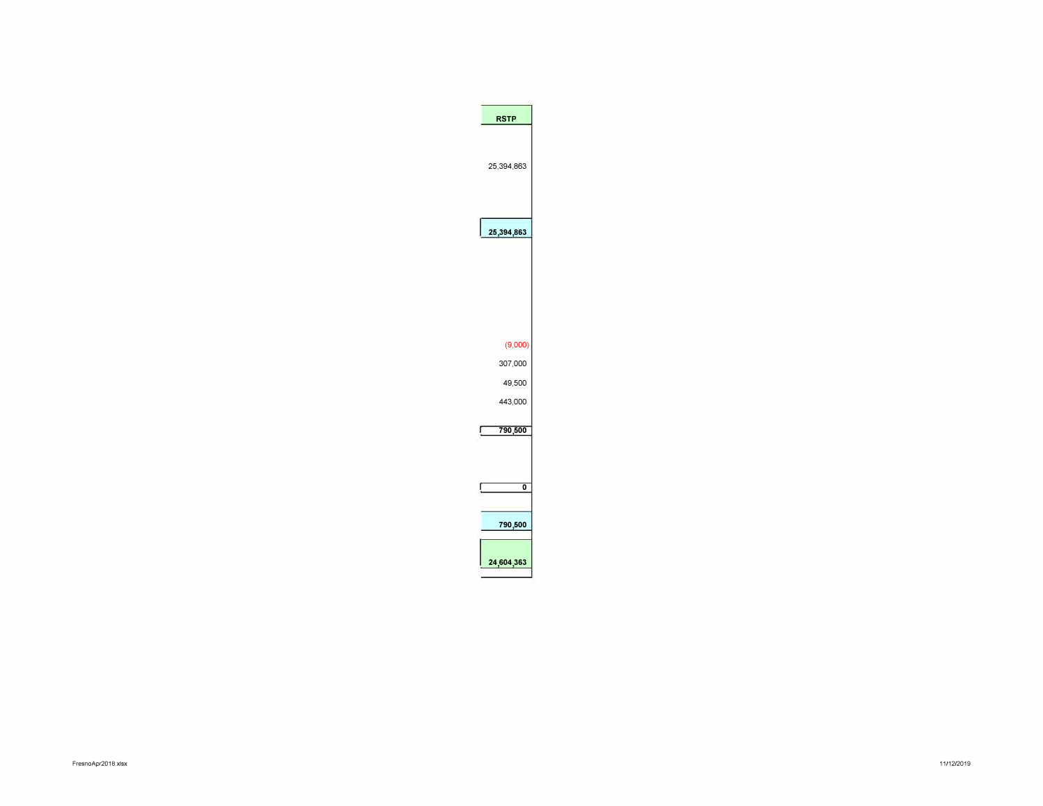| RSTP |
|---|
| 25,394,863 |
| **25,394,863** |
| (9,000) |
| 307,000 |
| 49,500 |
| 443,000 |
| **790,500** |
| **0** |
| **790,500** |
| **24,604,363** |